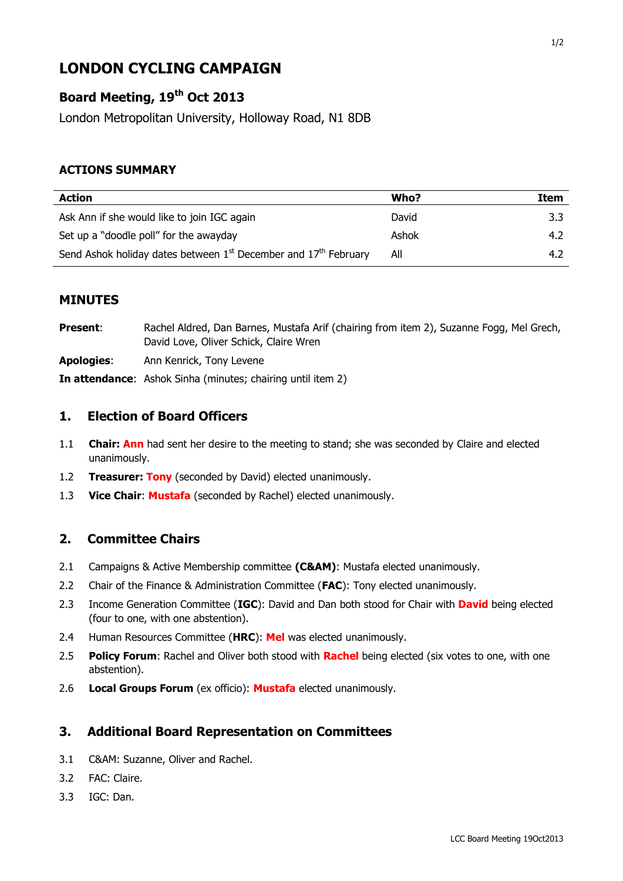# LONDON CYCLING CAMPAIGN

## Board Meeting, 19th Oct 2013

London Metropolitan University, Holloway Road, N1 8DB

### ACTIONS SUMMARY

| Action | Who? | Item |
|---|---|---|
| Ask Ann if she would like to join IGC again | David | 3.3 |
| Set up a "doodle poll" for the awayday | Ashok | 4.2 |
| Send Ashok holiday dates between 1st December and 17th February | All | 4.2 |

### MINUTES

**Present**: Rachel Aldred, Dan Barnes, Mustafa Arif (chairing from item 2), Suzanne Fogg, Mel Grech, David Love, Oliver Schick, Claire Wren

**Apologies**: Ann Kenrick, Tony Levene

**In attendance**: Ashok Sinha (minutes; chairing until item 2)

### 1. Election of Board Officers

1.1 **Chair: Ann** had sent her desire to the meeting to stand; she was seconded by Claire and elected unanimously.

1.2 **Treasurer: Tony** (seconded by David) elected unanimously.

1.3 **Vice Chair**: **Mustafa** (seconded by Rachel) elected unanimously.

### 2. Committee Chairs

2.1 Campaigns & Active Membership committee **(C&AM)**: Mustafa elected unanimously.

2.2 Chair of the Finance & Administration Committee (**FAC**): Tony elected unanimously.

2.3 Income Generation Committee (**IGC**): David and Dan both stood for Chair with **David** being elected (four to one, with one abstention).

2.4 Human Resources Committee (**HRC**): **Mel** was elected unanimously.

2.5 **Policy Forum**: Rachel and Oliver both stood with **Rachel** being elected (six votes to one, with one abstention).

2.6 **Local Groups Forum** (ex officio): **Mustafa** elected unanimously.

### 3. Additional Board Representation on Committees

3.1 C&AM: Suzanne, Oliver and Rachel.

3.2 FAC: Claire.

3.3 IGC: Dan.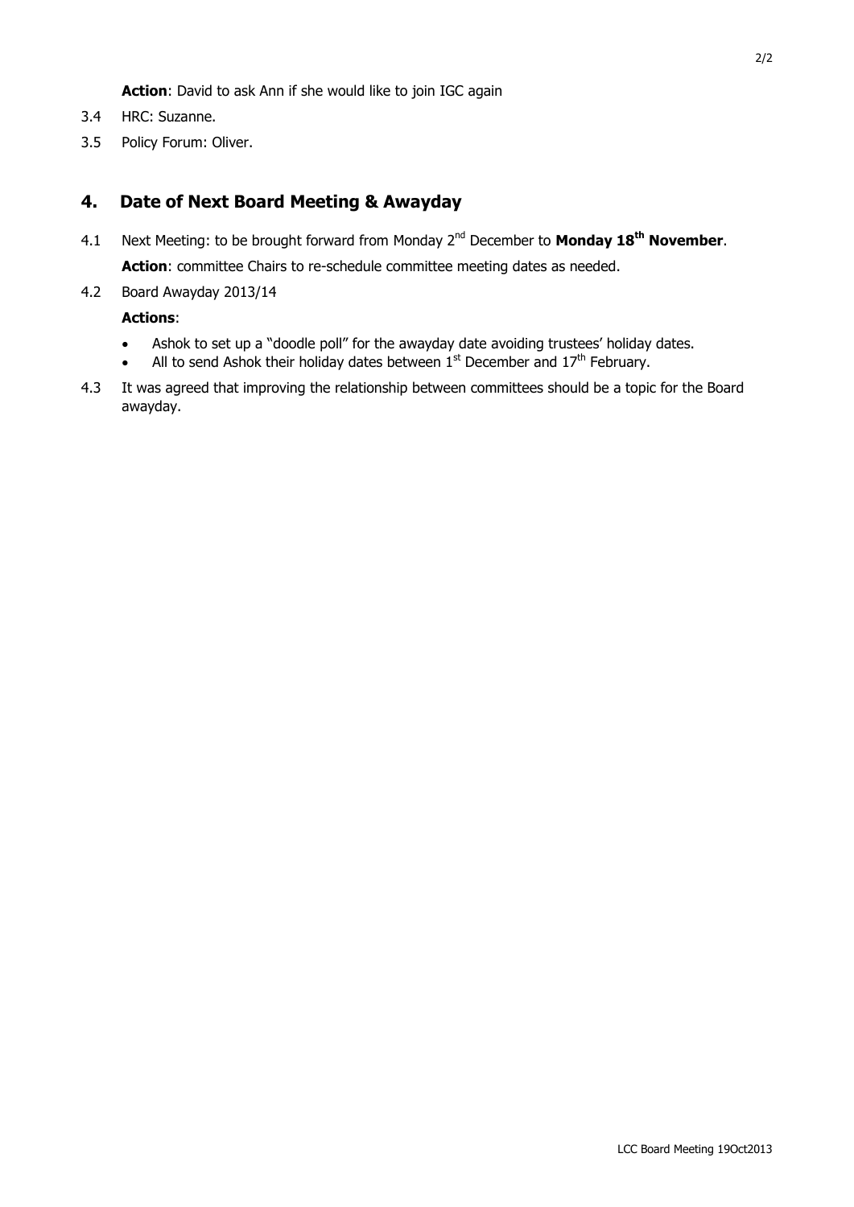**Action**: David to ask Ann if she would like to join IGC again

3.4 HRC: Suzanne.

3.5 Policy Forum: Oliver.

## 4. Date of Next Board Meeting & Awayday

4.1 Next Meeting: to be brought forward from Monday 2nd December to **Monday 18th November**.

**Action**: committee Chairs to re-schedule committee meeting dates as needed.

4.2 Board Awayday 2013/14

**Actions**:

- Ashok to set up a "doodle poll" for the awayday date avoiding trustees' holiday dates.
- All to send Ashok their holiday dates between 1st December and 17th February.

4.3 It was agreed that improving the relationship between committees should be a topic for the Board awayday.